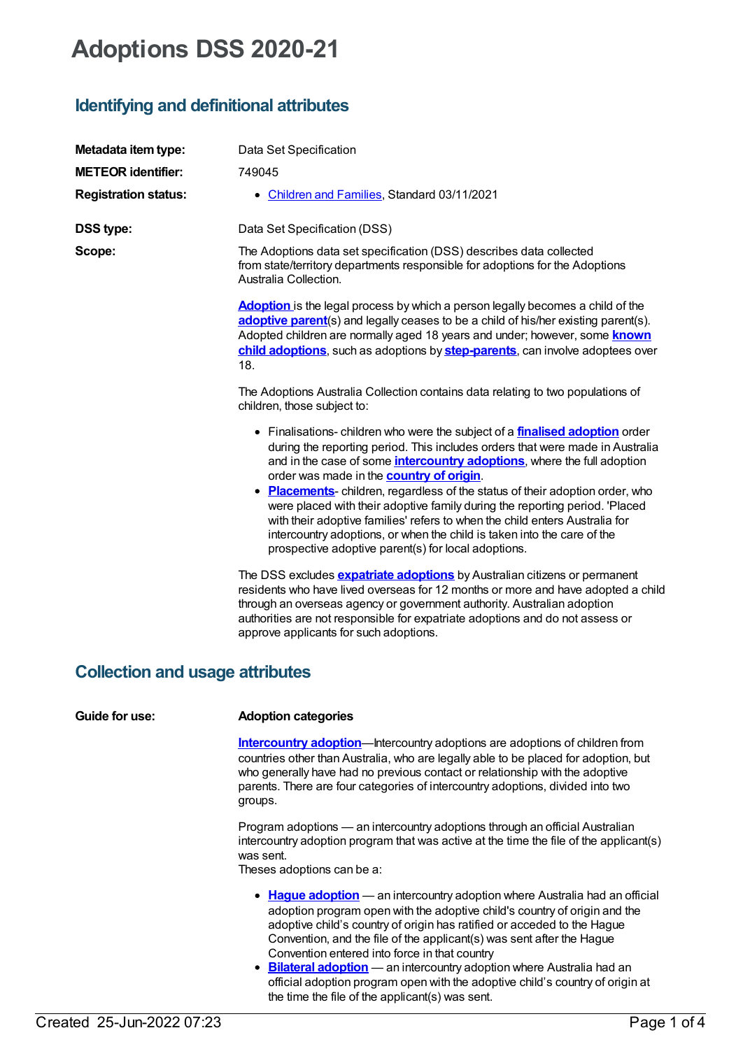# Adoptions DSS 2020-21

## Identifying and definitional attributes

| | |
|---|---|
| **Metadata item type:** | Data Set Specification |
| **METEOR identifier:** | 749045 |
| **Registration status:** | • Children and Families, Standard 03/11/2021 |
| **DSS type:** | Data Set Specification (DSS) |

**Scope:**

The Adoptions data set specification (DSS) describes data collected from state/territory departments responsible for adoptions for the Adoptions Australia Collection.

**Adoption** is the legal process by which a person legally becomes a child of the **adoptive parent**(s) and legally ceases to be a child of his/her existing parent(s). Adopted children are normally aged 18 years and under; however, some **known child adoptions**, such as adoptions by **step-parents**, can involve adoptees over 18.

The Adoptions Australia Collection contains data relating to two populations of children, those subject to:

- Finalisations- children who were the subject of a **finalised adoption** order during the reporting period. This includes orders that were made in Australia and in the case of some **intercountry adoptions**, where the full adoption order was made in the **country of origin**.
- **Placements**- children, regardless of the status of their adoption order, who were placed with their adoptive family during the reporting period. 'Placed with their adoptive families' refers to when the child enters Australia for intercountry adoptions, or when the child is taken into the care of the prospective adoptive parent(s) for local adoptions.

The DSS excludes **expatriate adoptions** by Australian citizens or permanent residents who have lived overseas for 12 months or more and have adopted a child through an overseas agency or government authority. Australian adoption authorities are not responsible for expatriate adoptions and do not assess or approve applicants for such adoptions.

## Collection and usage attributes

**Guide for use:**

**Adoption categories**

**Intercountry adoption**—Intercountry adoptions are adoptions of children from countries other than Australia, who are legally able to be placed for adoption, but who generally have had no previous contact or relationship with the adoptive parents. There are four categories of intercountry adoptions, divided into two groups.

Program adoptions — an intercountry adoptions through an official Australian intercountry adoption program that was active at the time the file of the applicant(s) was sent.
Theses adoptions can be a:

- **Hague adoption** — an intercountry adoption where Australia had an official adoption program open with the adoptive child's country of origin and the adoptive child's country of origin has ratified or acceded to the Hague Convention, and the file of the applicant(s) was sent after the Hague Convention entered into force in that country
- **Bilateral adoption** — an intercountry adoption where Australia had an official adoption program open with the adoptive child's country of origin at the time the file of the applicant(s) was sent.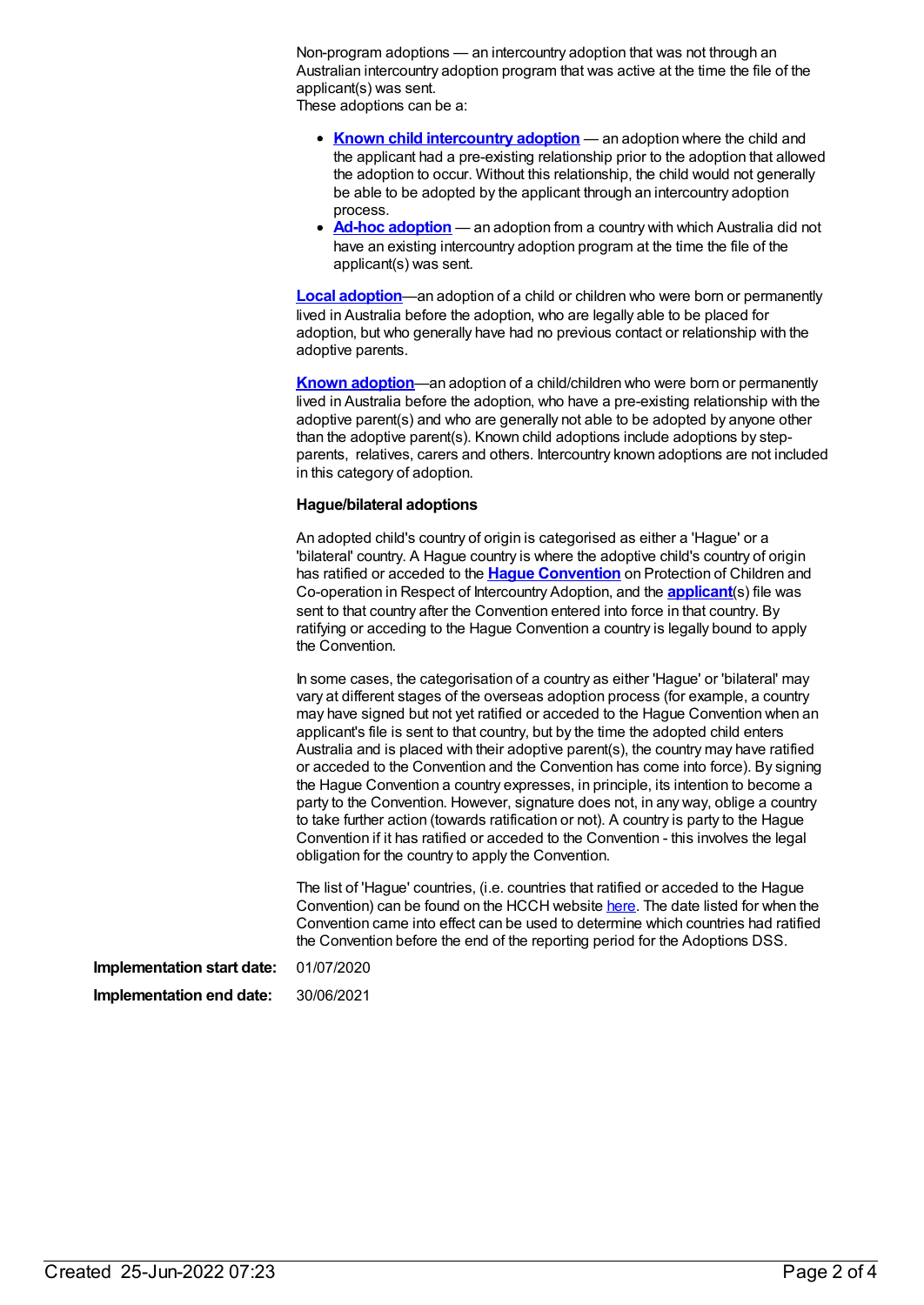Non-program adoptions — an intercountry adoption that was not through an Australian intercountry adoption program that was active at the time the file of the applicant(s) was sent.
These adoptions can be a:

- **Known child intercountry adoption** — an adoption where the child and the applicant had a pre-existing relationship prior to the adoption that allowed the adoption to occur. Without this relationship, the child would not generally be able to be adopted by the applicant through an intercountry adoption process.
- **Ad-hoc adoption** — an adoption from a country with which Australia did not have an existing intercountry adoption program at the time the file of the applicant(s) was sent.

**Local adoption**—an adoption of a child or children who were born or permanently lived in Australia before the adoption, who are legally able to be placed for adoption, but who generally have had no previous contact or relationship with the adoptive parents.

**Known adoption**—an adoption of a child/children who were born or permanently lived in Australia before the adoption, who have a pre-existing relationship with the adoptive parent(s) and who are generally not able to be adopted by anyone other than the adoptive parent(s). Known child adoptions include adoptions by step-parents, relatives, carers and others. Intercountry known adoptions are not included in this category of adoption.

**Hague/bilateral adoptions**

An adopted child's country of origin is categorised as either a 'Hague' or a 'bilateral' country. A Hague country is where the adoptive child's country of origin has ratified or acceded to the **Hague Convention** on Protection of Children and Co-operation in Respect of Intercountry Adoption, and the **applicant**(s) file was sent to that country after the Convention entered into force in that country. By ratifying or acceding to the Hague Convention a country is legally bound to apply the Convention.

In some cases, the categorisation of a country as either 'Hague' or 'bilateral' may vary at different stages of the overseas adoption process (for example, a country may have signed but not yet ratified or acceded to the Hague Convention when an applicant's file is sent to that country, but by the time the adopted child enters Australia and is placed with their adoptive parent(s), the country may have ratified or acceded to the Convention and the Convention has come into force). By signing the Hague Convention a country expresses, in principle, its intention to become a party to the Convention. However, signature does not, in any way, oblige a country to take further action (towards ratification or not). A country is party to the Hague Convention if it has ratified or acceded to the Convention - this involves the legal obligation for the country to apply the Convention.

The list of 'Hague' countries, (i.e. countries that ratified or acceded to the Hague Convention) can be found on the HCCH website here. The date listed for when the Convention came into effect can be used to determine which countries had ratified the Convention before the end of the reporting period for the Adoptions DSS.

**Implementation start date:** 01/07/2020

**Implementation end date:** 30/06/2021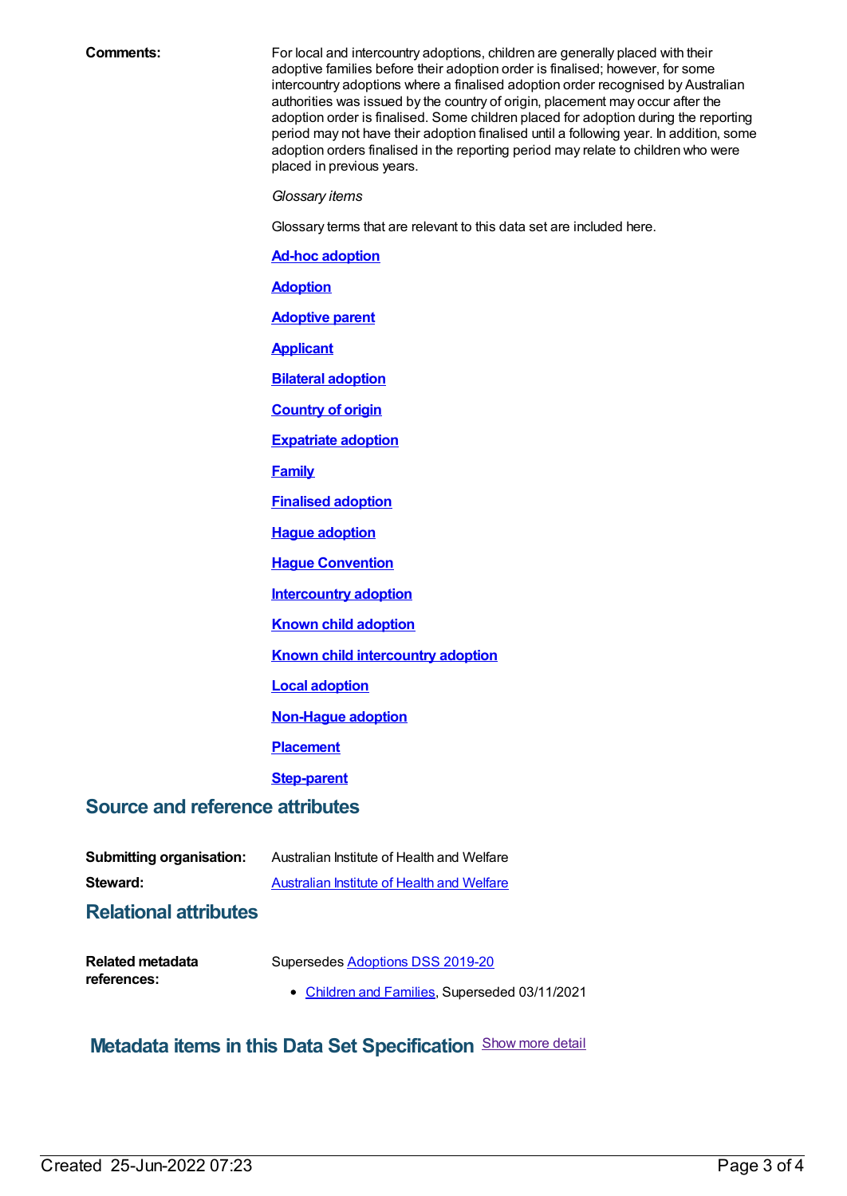**Comments:** For local and intercountry adoptions, children are generally placed with their adoptive families before their adoption order is finalised; however, for some intercountry adoptions where a finalised adoption order recognised by Australian authorities was issued by the country of origin, placement may occur after the adoption order is finalised. Some children placed for adoption during the reporting period may not have their adoption finalised until a following year. In addition, some adoption orders finalised in the reporting period may relate to children who were placed in previous years.

*Glossary items*

Glossary terms that are relevant to this data set are included here.

**Ad-hoc adoption**

**Adoption**

**Adoptive parent**

**Applicant**

**Bilateral adoption**

**Country of origin**

**Expatriate adoption**

**Family**

**Finalised adoption**

**Hague adoption**

**Hague Convention**

**Intercountry adoption**

**Known child adoption**

**Known child intercountry adoption**

**Local adoption**

**Non-Hague adoption**

**Placement**

**Step-parent**

## Source and reference attributes

**Submitting organisation:** Australian Institute of Health and Welfare

**Steward:** Australian Institute of Health and Welfare

## Relational attributes

**Related metadata references:** Supersedes Adoptions DSS 2019-20

- Children and Families, Superseded 03/11/2021

## Metadata items in this Data Set Specification

Show more detail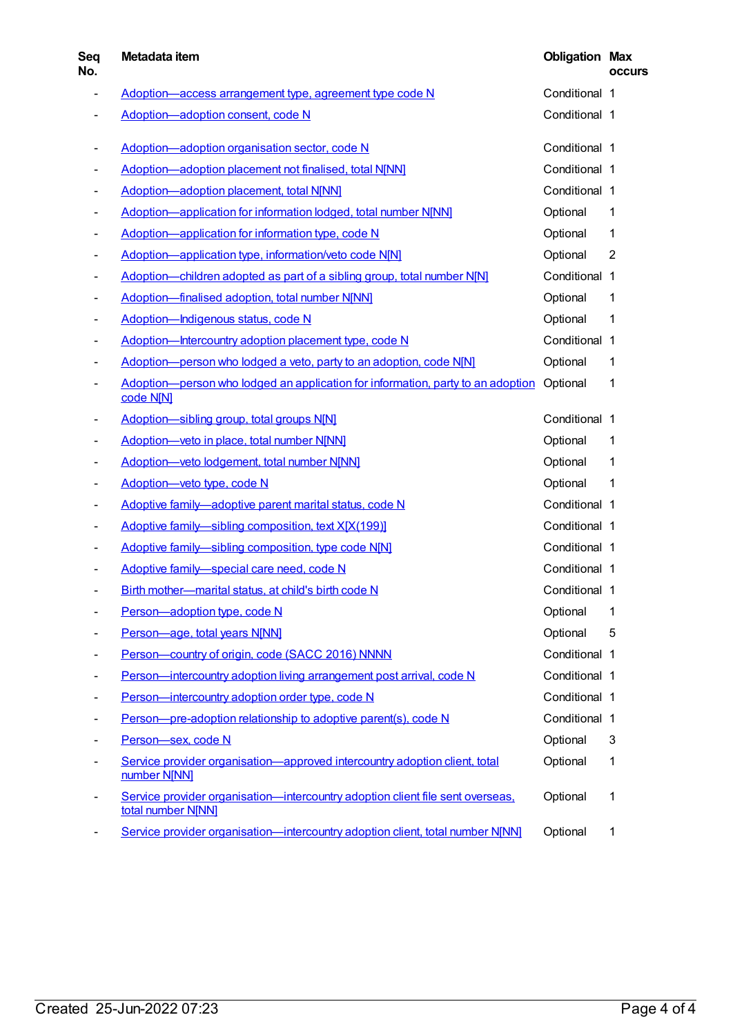| Seq No. | Metadata item | Obligation | Max occurs |
|---|---|---|---|
| - | Adoption—access arrangement type, agreement type code N | Conditional | 1 |
| - | Adoption—adoption consent, code N | Conditional | 1 |
| - | Adoption—adoption organisation sector, code N | Conditional | 1 |
| - | Adoption—adoption placement not finalised, total N[NN] | Conditional | 1 |
| - | Adoption—adoption placement, total N[NN] | Conditional | 1 |
| - | Adoption—application for information lodged, total number N[NN] | Optional | 1 |
| - | Adoption—application for information type, code N | Optional | 1 |
| - | Adoption—application type, information/veto code N[N] | Optional | 2 |
| - | Adoption—children adopted as part of a sibling group, total number N[N] | Conditional | 1 |
| - | Adoption—finalised adoption, total number N[NN] | Optional | 1 |
| - | Adoption—Indigenous status, code N | Optional | 1 |
| - | Adoption—Intercountry adoption placement type, code N | Conditional | 1 |
| - | Adoption—person who lodged a veto, party to an adoption, code N[N] | Optional | 1 |
| - | Adoption—person who lodged an application for information, party to an adoption code N[N] | Optional | 1 |
| - | Adoption—sibling group, total groups N[N] | Conditional | 1 |
| - | Adoption—veto in place, total number N[NN] | Optional | 1 |
| - | Adoption—veto lodgement, total number N[NN] | Optional | 1 |
| - | Adoption—veto type, code N | Optional | 1 |
| - | Adoptive family—adoptive parent marital status, code N | Conditional | 1 |
| - | Adoptive family—sibling composition, text X[X(199)] | Conditional | 1 |
| - | Adoptive family—sibling composition, type code N[N] | Conditional | 1 |
| - | Adoptive family—special care need, code N | Conditional | 1 |
| - | Birth mother—marital status, at child's birth code N | Conditional | 1 |
| - | Person—adoption type, code N | Optional | 1 |
| - | Person—age, total years N[NN] | Optional | 5 |
| - | Person—country of origin, code (SACC 2016) NNNN | Conditional | 1 |
| - | Person—intercountry adoption living arrangement post arrival, code N | Conditional | 1 |
| - | Person—intercountry adoption order type, code N | Conditional | 1 |
| - | Person—pre-adoption relationship to adoptive parent(s), code N | Conditional | 1 |
| - | Person—sex, code N | Optional | 3 |
| - | Service provider organisation—approved intercountry adoption client, total number N[NN] | Optional | 1 |
| - | Service provider organisation—intercountry adoption client file sent overseas, total number N[NN] | Optional | 1 |
| - | Service provider organisation—intercountry adoption client, total number N[NN] | Optional | 1 |

Created 25-Jun-2022 07:23